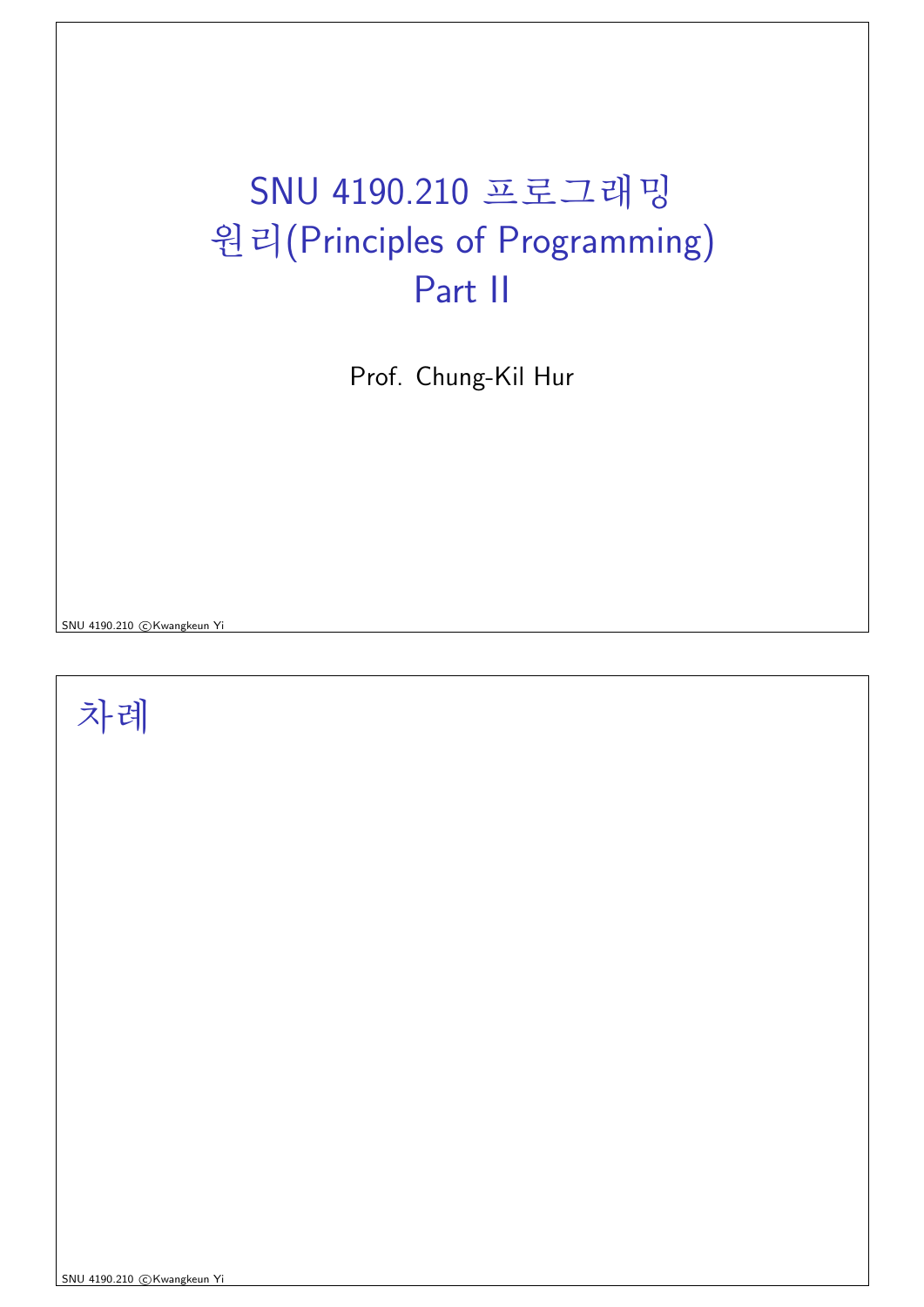# SNU 4190.210 프로그래밍 원리(Principles of Programming) Part II

Prof. Chung-Kil Hur

## 차례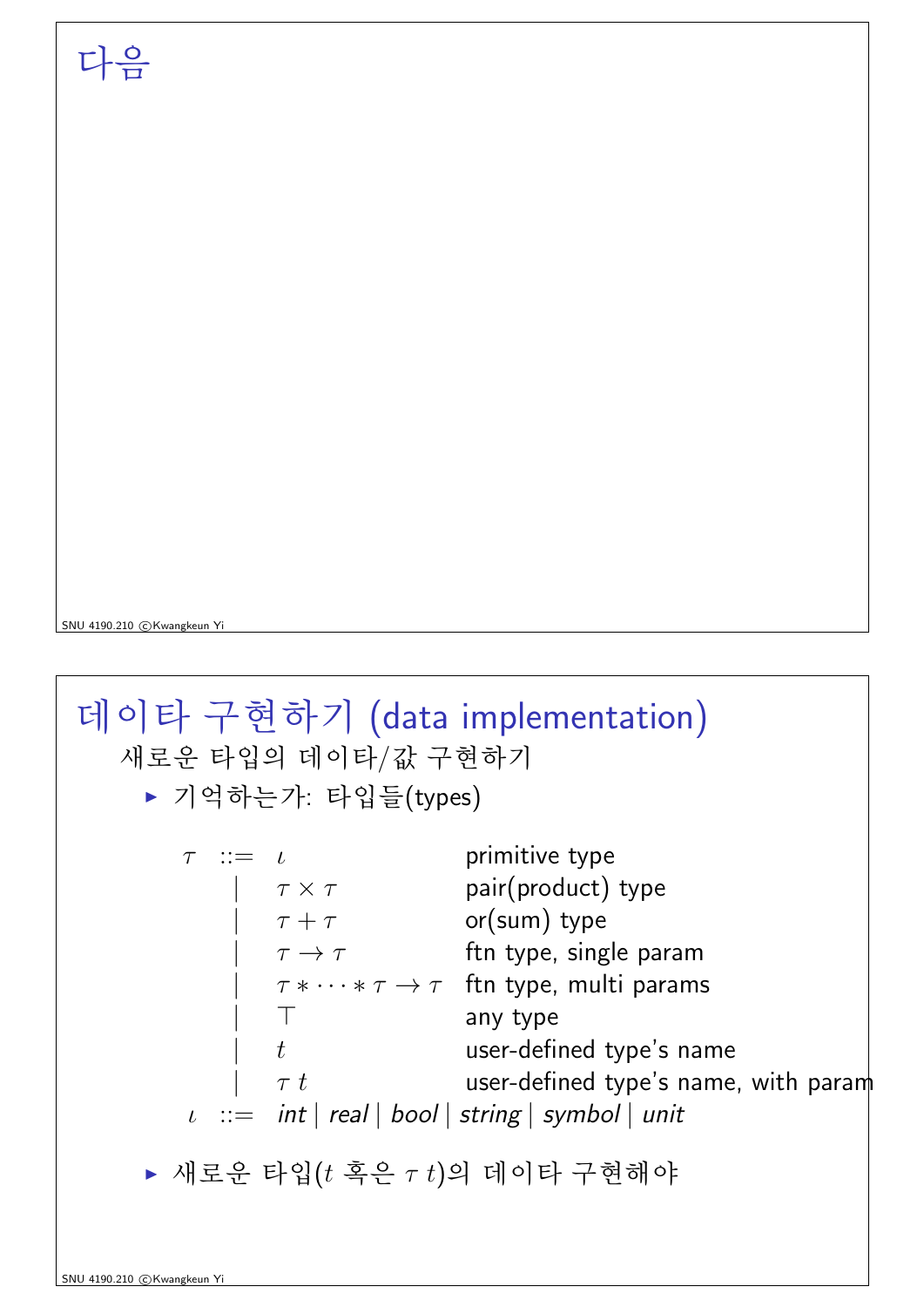# 다음

# 데이타 구현하기 (data implementation)

새로운 타입의 데이타/값 구현하기

- 기억하는가: 타입들(types)

$$
\begin{array}{rcll}
\tau & ::= & \iota & \text{primitive type} \\
& | & \tau \times \tau & \text{pair(product) type} \\
& | & \tau + \tau & \text{or(sum) type} \\
& | & \tau \to \tau & \text{ftn type, single param} \\
& | & \tau * \cdots * \tau \to \tau & \text{ftn type, multi params} \\
& | & \top & \text{any type} \\
& | & t & \text{user-defined type's name} \\
& | & \tau\ t & \text{user-defined type's name, with param} \\
\iota & ::= & \mathit{int} \mid \mathit{real} \mid \mathit{bool} \mid \mathit{string} \mid \mathit{symbol} \mid \mathit{unit} &
\end{array}
$$

- 새로운 타입($t$ 혹은 $\tau\ t$)의 데이타 구현해야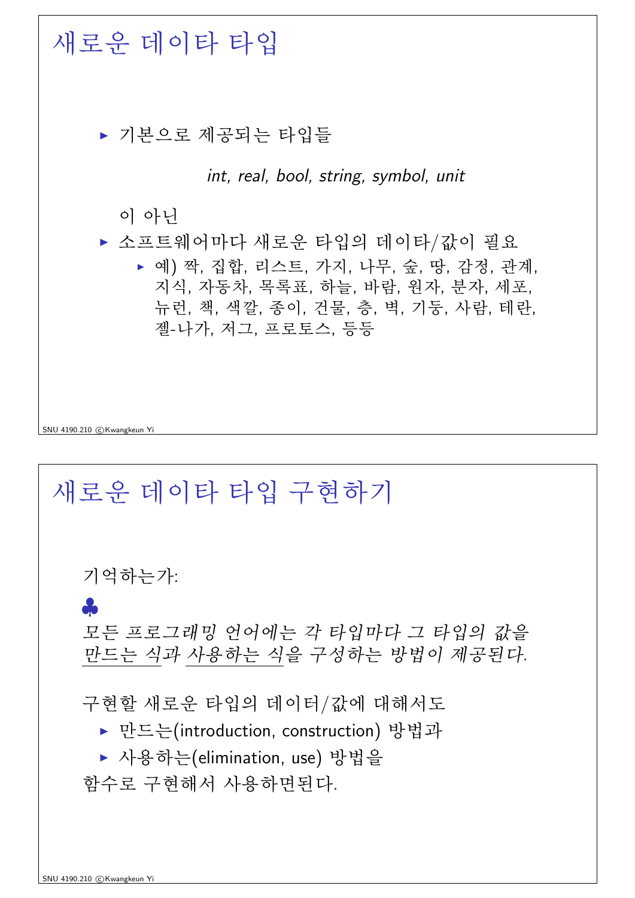# 새로운 데이타 타입

- 기본으로 제공되는 타입들

  *int, real, bool, string, symbol, unit*

  이 아닌
- 소프트웨어마다 새로운 타입의 데이타/값이 필요
  - 예) 짝, 집합, 리스트, 가지, 나무, 숲, 땅, 감정, 관계, 지식, 자동차, 목록표, 하늘, 바람, 원자, 분자, 세포, 뉴런, 책, 색깔, 종이, 건물, 층, 벽, 기둥, 사람, 테란, 젤-나가, 저그, 프로토스, 등등

# 새로운 데이타 타입 구현하기

기억하는가:

♣
*모든 프로그래밍 언어에는 각 타입마다 그 타입의 값을 <u>만드는 식</u>과 <u>사용하는 식</u>을 구성하는 방법이 제공된다.*

구현할 새로운 타입의 데이터/값에 대해서도

- 만드는(introduction, construction) 방법과
- 사용하는(elimination, use) 방법을

함수로 구현해서 사용하면된다.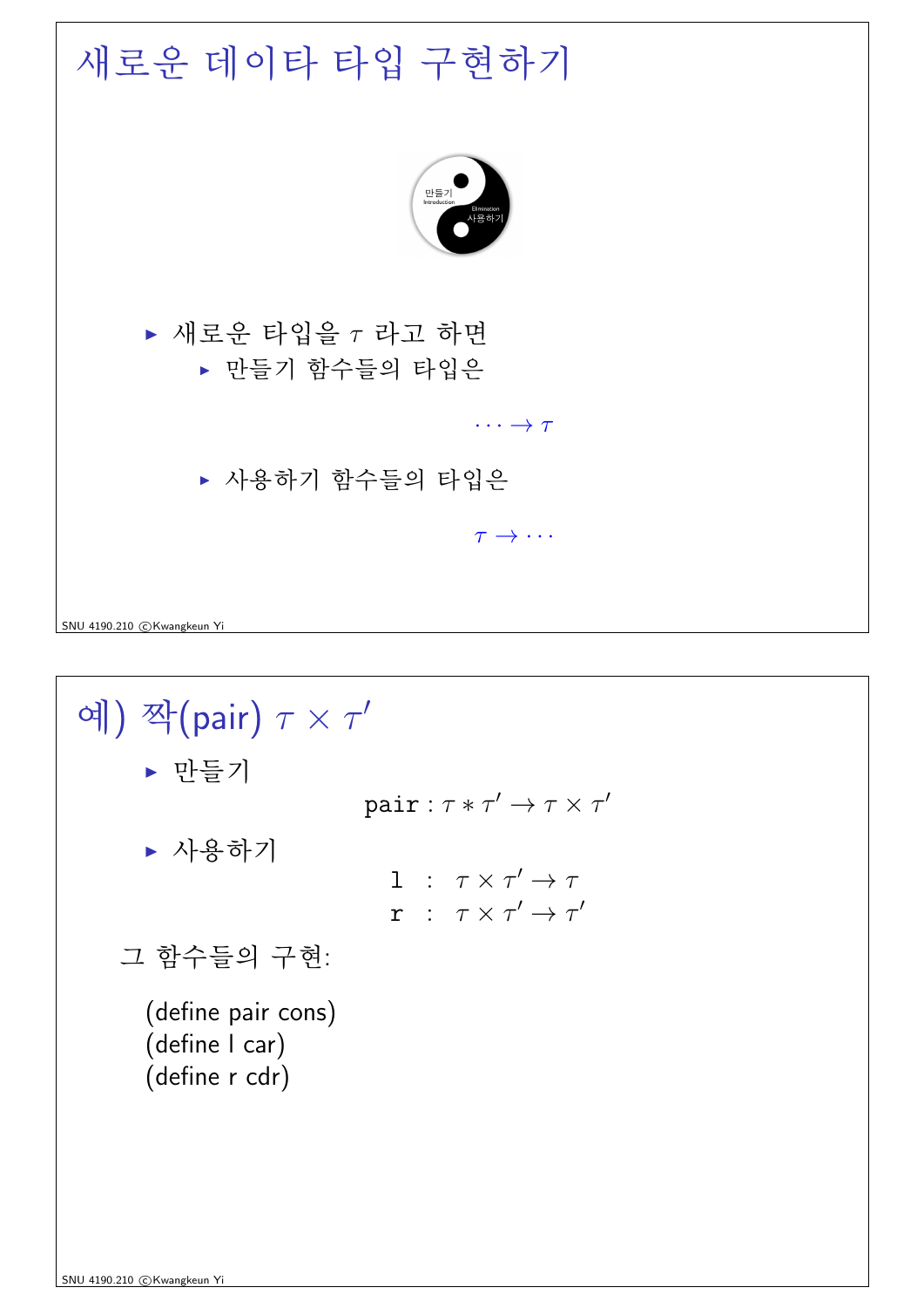# 새로운 데이타 타입 구현하기

- 새로운 타입을 $\tau$ 라고 하면
  - 만들기 함수들의 타입은

$$\cdots \to \tau$$

  - 사용하기 함수들의 타입은

$$\tau \to \cdots$$

# 예) 짝(pair) $\tau \times \tau'$

- 만들기

$$\texttt{pair} : \tau * \tau' \to \tau \times \tau'$$

- 사용하기

$$\begin{array}{lcl} \texttt{l} & : & \tau \times \tau' \to \tau \\ \texttt{r} & : & \tau \times \tau' \to \tau' \end{array}$$

그 함수들의 구현:

```
(define pair cons)
(define l car)
(define r cdr)
```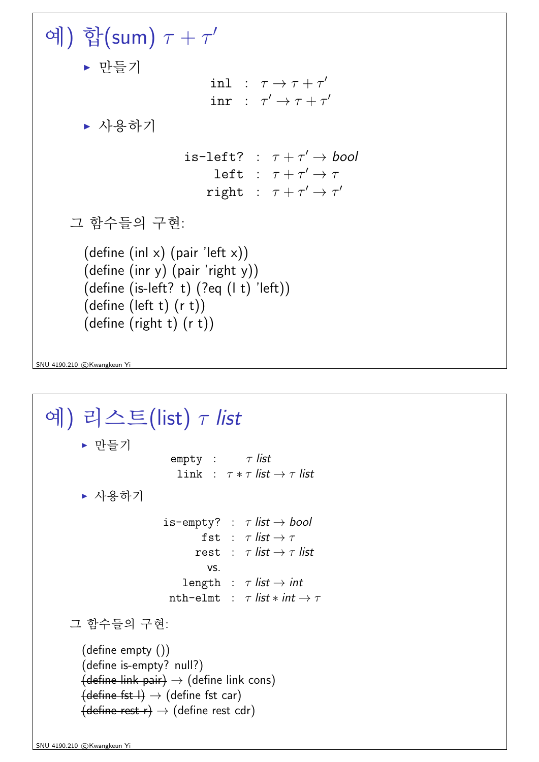# 예) 합(sum) $\tau + \tau'$

- 만들기

$$
\begin{aligned}
\texttt{inl} &: \tau \to \tau + \tau' \\
\texttt{inr} &: \tau' \to \tau + \tau'
\end{aligned}
$$

- 사용하기

$$
\begin{aligned}
\texttt{is-left?} &: \tau + \tau' \to \mathit{bool} \\
\texttt{left} &: \tau + \tau' \to \tau \\
\texttt{right} &: \tau + \tau' \to \tau'
\end{aligned}
$$

그 함수들의 구현:

```
(define (inl x) (pair 'left x))
(define (inr y) (pair 'right y))
(define (is-left? t) (?eq (l t) 'left))
(define (left t) (r t))
(define (right t) (r t))
```

# 예) 리스트(list) $\tau$ *list*

- 만들기

$$
\begin{aligned}
\texttt{empty} &: \tau\ \mathit{list} \\
\texttt{link} &: \tau * \tau\ \mathit{list} \to \tau\ \mathit{list}
\end{aligned}
$$

- 사용하기

$$
\begin{aligned}
\texttt{is-empty?} &: \tau\ \mathit{list} \to \mathit{bool} \\
\texttt{fst} &: \tau\ \mathit{list} \to \tau \\
\texttt{rest} &: \tau\ \mathit{list} \to \tau\ \mathit{list}
\end{aligned}
$$

vs.

$$
\begin{aligned}
\texttt{length} &: \tau\ \mathit{list} \to \mathit{int} \\
\texttt{nth-elmt} &: \tau\ \mathit{list} * \mathit{int} \to \tau
\end{aligned}
$$

그 함수들의 구현:

(define empty ())
(define is-empty? null?)
~~(define link pair)~~ → (define link cons)
~~(define fst l)~~ → (define fst car)
~~(define rest r)~~ → (define rest cdr)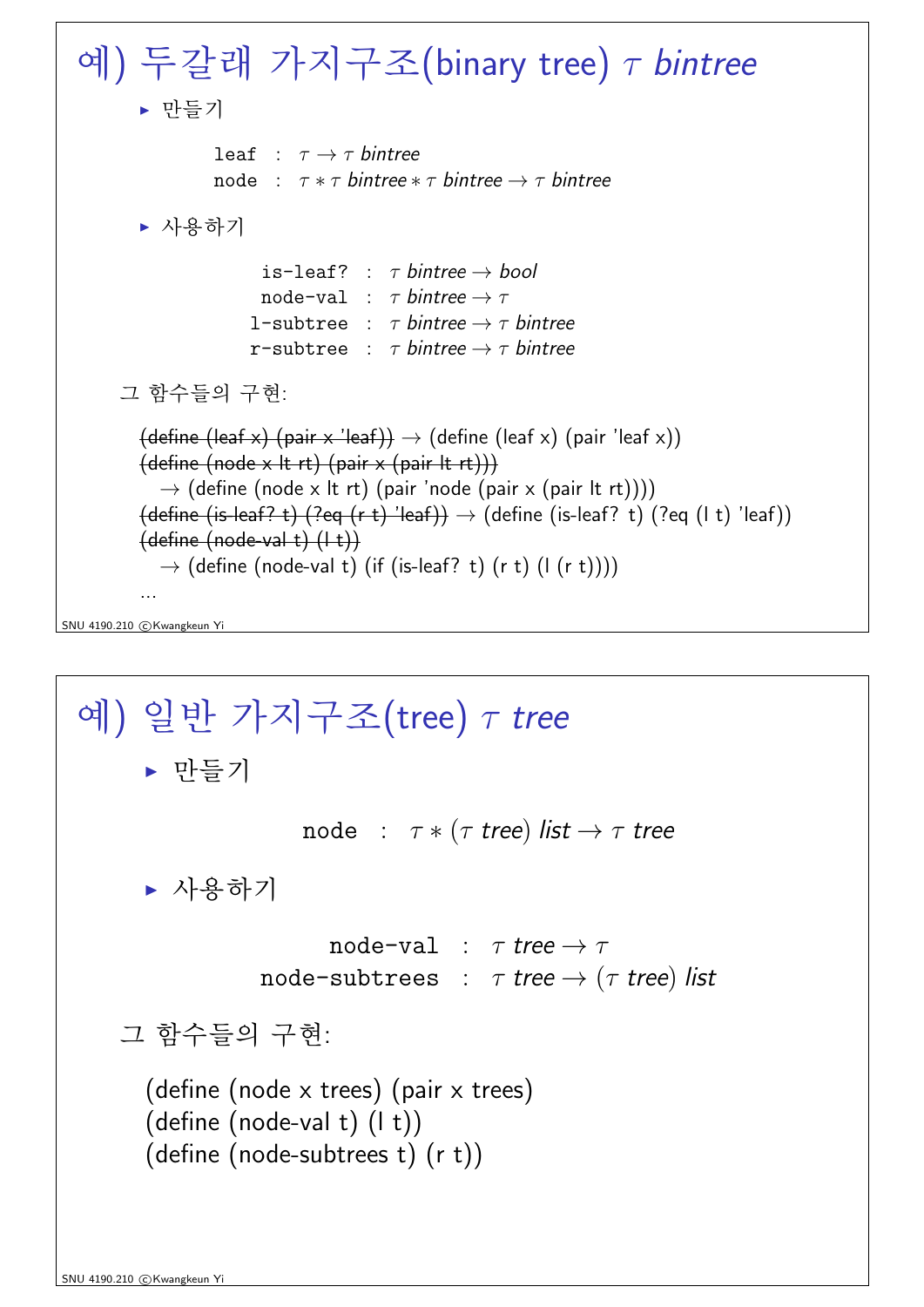# 예) 두갈래 가지구조(binary tree) $\tau$ *bintree*

- 만들기

$$\begin{array}{lcl} \texttt{leaf} & : & \tau \to \tau \textit{ bintree} \\ \texttt{node} & : & \tau * \tau \textit{ bintree} * \tau \textit{ bintree} \to \tau \textit{ bintree} \end{array}$$

- 사용하기

$$\begin{array}{rcl} \texttt{is-leaf?} & : & \tau \textit{ bintree} \to \textit{bool} \\ \texttt{node-val} & : & \tau \textit{ bintree} \to \tau \\ \texttt{l-subtree} & : & \tau \textit{ bintree} \to \tau \textit{ bintree} \\ \texttt{r-subtree} & : & \tau \textit{ bintree} \to \tau \textit{ bintree} \end{array}$$

그 함수들의 구현:

~~(define (leaf x) (pair x 'leaf))~~ → (define (leaf x) (pair 'leaf x))
~~(define (node x lt rt) (pair x (pair lt rt)))~~
→ (define (node x lt rt) (pair 'node (pair x (pair lt rt))))
~~(define (is-leaf? t) (?eq (r t) 'leaf))~~ → (define (is-leaf? t) (?eq (l t) 'leaf))
~~(define (node-val t) (l t))~~
→ (define (node-val t) (if (is-leaf? t) (r t) (l (r t))))
...

# 예) 일반 가지구조(tree) $\tau$ *tree*

- 만들기

$$\texttt{node} \;:\; \tau * (\tau \textit{ tree}) \textit{ list} \to \tau \textit{ tree}$$

- 사용하기

$$\begin{array}{rcl} \texttt{node-val} & : & \tau \textit{ tree} \to \tau \\ \texttt{node-subtrees} & : & \tau \textit{ tree} \to (\tau \textit{ tree}) \textit{ list} \end{array}$$

그 함수들의 구현:

```
(define (node x trees) (pair x trees))
(define (node-val t) (l t))
(define (node-subtrees t) (r t))
```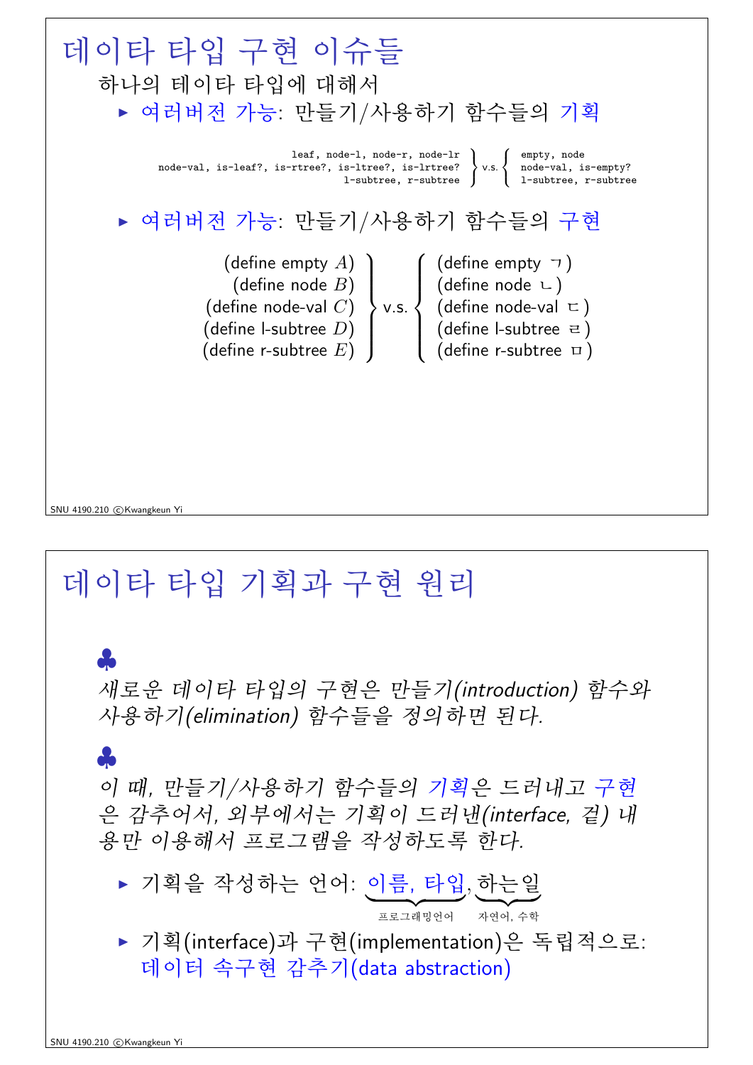# 데이타 타입 구현 이슈들

하나의 데이타 타입에 대해서

- 여러버전 가능: 만들기/사용하기 함수들의 기획

```
                                 leaf, node-l, node-r, node-lr  ⎫      ⎧ empty, node
node-val, is-leaf?, is-rtree?, is-ltree?, is-lrtree?  ⎬ v.s. ⎨ node-val, is-empty?
                                 l-subtree, r-subtree  ⎭      ⎩ l-subtree, r-subtree
```

- 여러버전 가능: 만들기/사용하기 함수들의 구현

| | | |
|---|---|---|
| (define empty $A$) | | (define empty ㄱ) |
| (define node $B$) | | (define node ㄴ) |
| (define node-val $C$) | v.s. | (define node-val ㄷ) |
| (define l-subtree $D$) | | (define l-subtree ㄹ) |
| (define r-subtree $E$) | | (define r-subtree ㅁ) |

# 데이타 타입 기획과 구현 원리

♣

*새로운 데이타 타입의 구현은 만들기(introduction) 함수와 사용하기(elimination) 함수들을 정의하면 된다.*

♣

*이 때, 만들기/사용하기 함수들의 기획은 드러내고 구현은 감추어서, 외부에서는 기획이 드러낸(interface, 겉) 내용만 이용해서 프로그램을 작성하도록 한다.*

- 기획을 작성하는 언어: 이름, 타입 (프로그래밍언어), 하는일 (자연어, 수학)
- 기획(interface)과 구현(implementation)은 독립적으로: 데이터 속구현 감추기(data abstraction)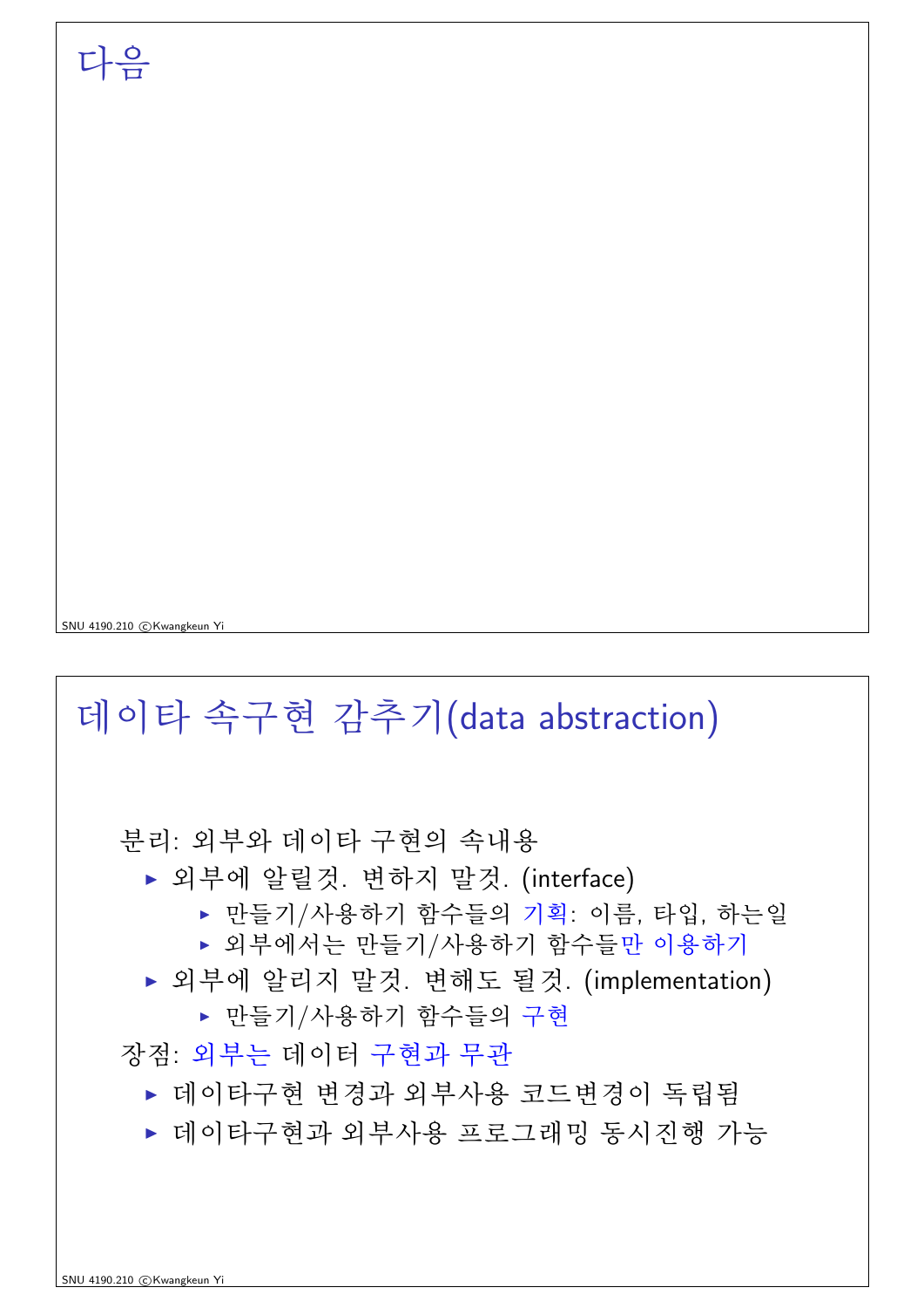# 다음

# 데이타 속구현 감추기(data abstraction)

분리: 외부와 데이타 구현의 속내용

- 외부에 알릴것. 변하지 말것. (interface)
  - 만들기/사용하기 함수들의 기획: 이름, 타입, 하는일
  - 외부에서는 만들기/사용하기 함수들만 이용하기
- 외부에 알리지 말것. 변해도 될것. (implementation)
  - 만들기/사용하기 함수들의 구현

장점: 외부는 데이터 구현과 무관

- 데이타구현 변경과 외부사용 코드변경이 독립됨
- 데이타구현과 외부사용 프로그래밍 동시진행 가능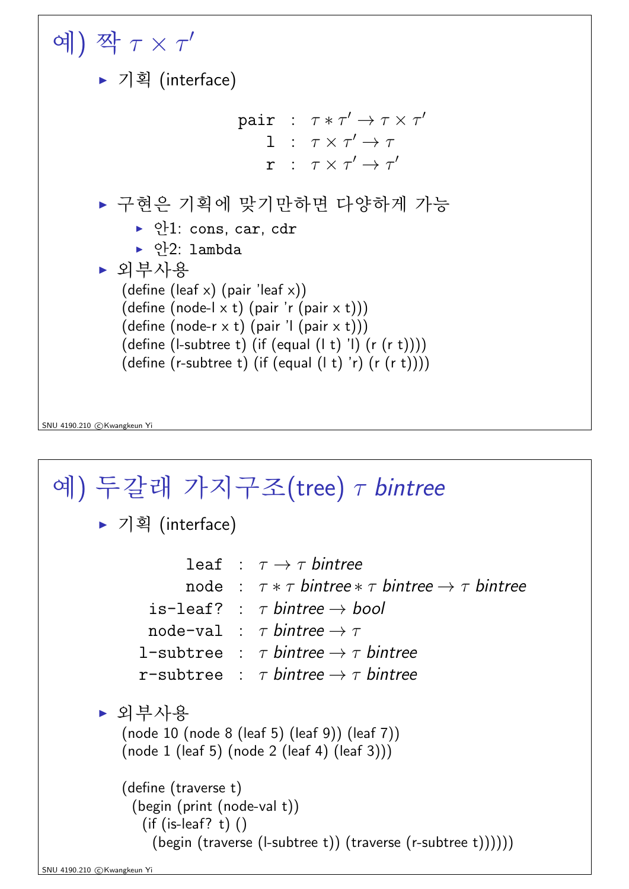# 예) 짝 $\tau \times \tau'$

- 기획 (interface)

$$
\begin{array}{rcl}
\texttt{pair} & : & \tau * \tau' \rightarrow \tau \times \tau' \\
\texttt{l} & : & \tau \times \tau' \rightarrow \tau \\
\texttt{r} & : & \tau \times \tau' \rightarrow \tau'
\end{array}
$$

- 구현은 기획에 맞기만하면 다양하게 가능
  - 안1: `cons`, `car`, `cdr`
  - 안2: `lambda`
- 외부사용

```
(define (leaf x) (pair 'leaf x))
(define (node-l x t) (pair 'r (pair x t)))
(define (node-r x t) (pair 'l (pair x t)))
(define (l-subtree t) (if (equal (l t) 'l) (r (r t))))
(define (r-subtree t) (if (equal (l t) 'r) (r (r t))))
```

# 예) 두갈래 가지구조(tree) $\tau$ *bintree*

- 기획 (interface)

$$
\begin{array}{rcl}
\texttt{leaf} & : & \tau \rightarrow \tau \textit{ bintree} \\
\texttt{node} & : & \tau * \tau \textit{ bintree} * \tau \textit{ bintree} \rightarrow \tau \textit{ bintree} \\
\texttt{is-leaf?} & : & \tau \textit{ bintree} \rightarrow \textit{bool} \\
\texttt{node-val} & : & \tau \textit{ bintree} \rightarrow \tau \\
\texttt{l-subtree} & : & \tau \textit{ bintree} \rightarrow \tau \textit{ bintree} \\
\texttt{r-subtree} & : & \tau \textit{ bintree} \rightarrow \tau \textit{ bintree}
\end{array}
$$

- 외부사용

```
(node 10 (node 8 (leaf 5) (leaf 9)) (leaf 7))
(node 1 (leaf 5) (node 2 (leaf 4) (leaf 3)))

(define (traverse t)
  (begin (print (node-val t))
    (if (is-leaf? t) ()
      (begin (traverse (l-subtree t)) (traverse (r-subtree t))))))
```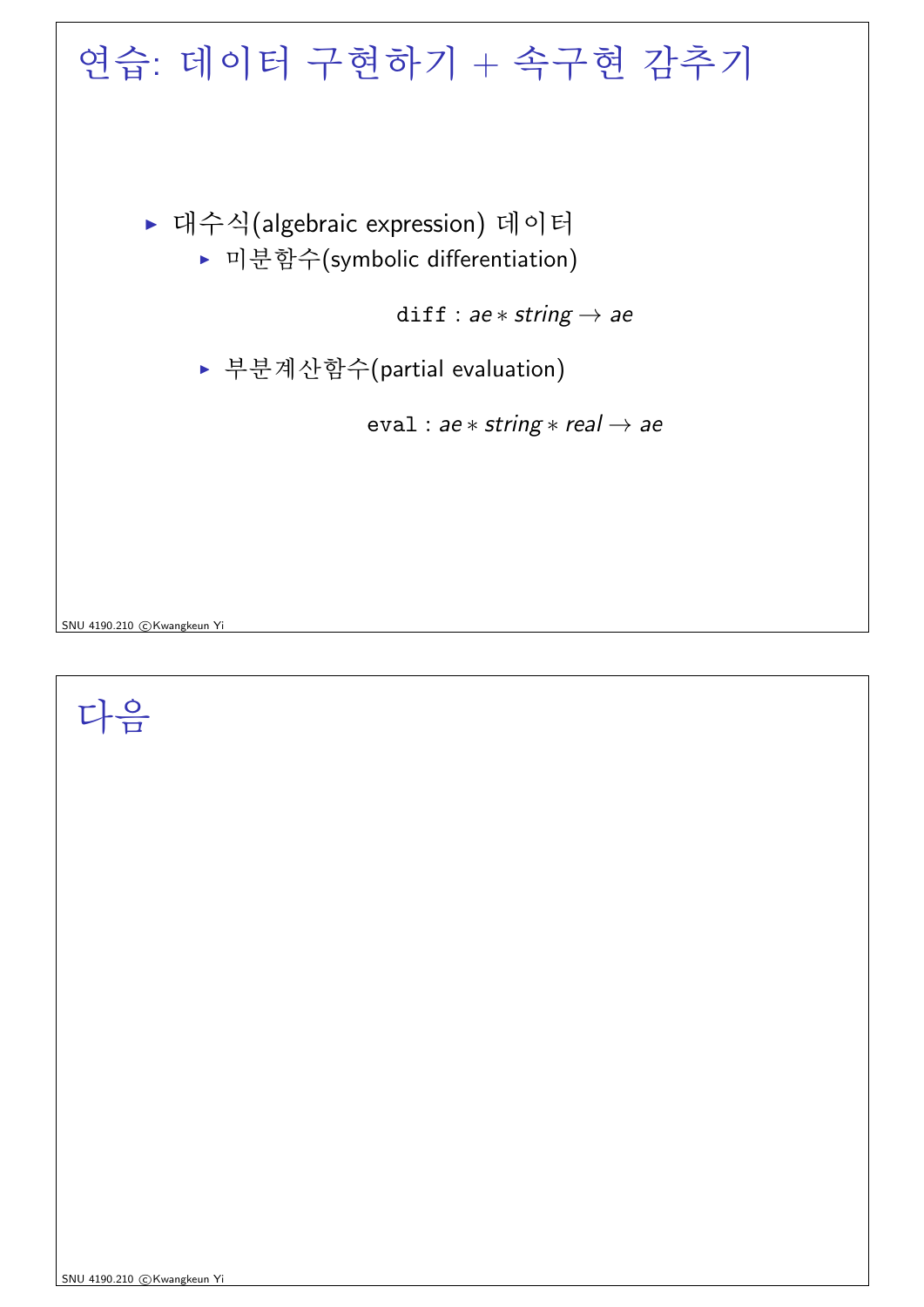# 연습: 데이터 구현하기 + 속구현 감추기

- 대수식(algebraic expression) 데이터
  - 미분함수(symbolic differentiation)

    $$\texttt{diff} : ae * string \rightarrow ae$$

  - 부분계산함수(partial evaluation)

    $$\texttt{eval} : ae * string * real \rightarrow ae$$

# 다음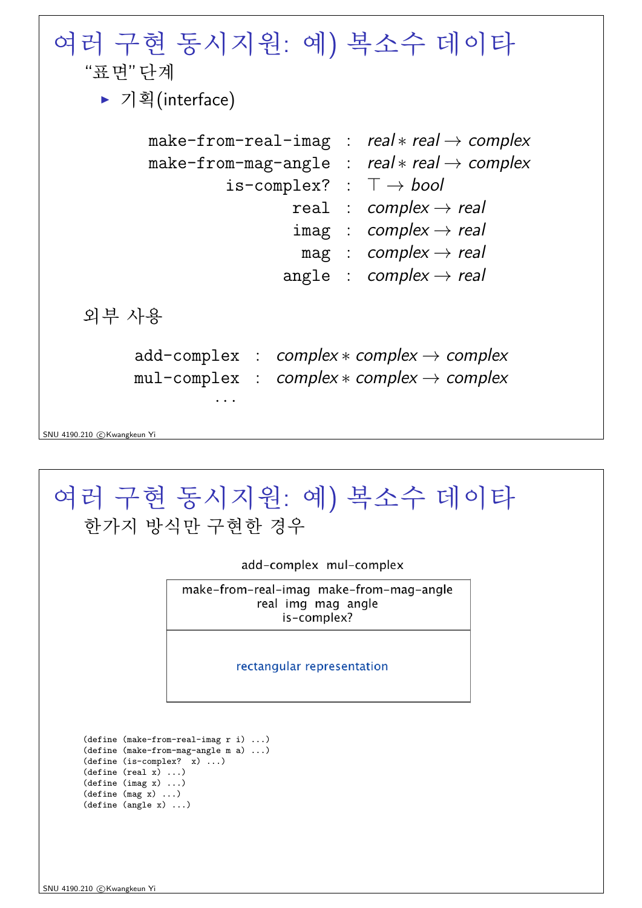# 여러 구현 동시지원: 예) 복소수 데이타

"표면" 단계

- 기획(interface)

$$
\begin{array}{rcl}
\texttt{make-from-real-imag} & : & \mathit{real} * \mathit{real} \to \mathit{complex} \\
\texttt{make-from-mag-angle} & : & \mathit{real} * \mathit{real} \to \mathit{complex} \\
\texttt{is-complex?} & : & \top \to \mathit{bool} \\
\texttt{real} & : & \mathit{complex} \to \mathit{real} \\
\texttt{imag} & : & \mathit{complex} \to \mathit{real} \\
\texttt{mag} & : & \mathit{complex} \to \mathit{real} \\
\texttt{angle} & : & \mathit{complex} \to \mathit{real}
\end{array}
$$

외부 사용

$$
\begin{array}{rcl}
\texttt{add-complex} & : & \mathit{complex} * \mathit{complex} \to \mathit{complex} \\
\texttt{mul-complex} & : & \mathit{complex} * \mathit{complex} \to \mathit{complex} \\
\ldots & &
\end{array
}
$$

# 여러 구현 동시지원: 예) 복소수 데이타

한가지 방식만 구현한 경우

add-complex mul-complex

| make-from-real-imag make-from-mag-angle<br>real img mag angle<br>is-complex? |
|---|
| rectangular representation |

```
(define (make-from-real-imag r i) ...)
(define (make-from-mag-angle m a) ...)
(define (is-complex? x) ...)
(define (real x) ...)
(define (imag x) ...)
(define (mag x) ...)
(define (angle x) ...)
```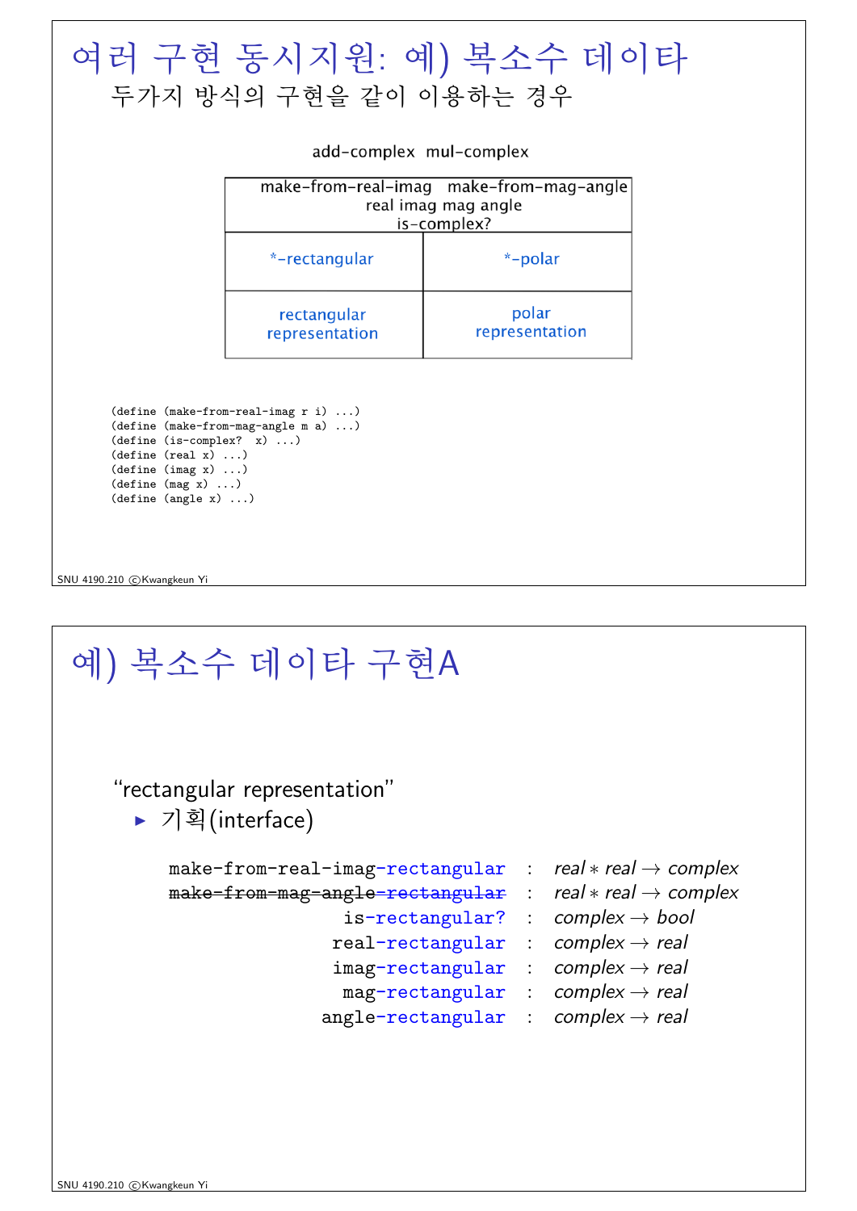# 여러 구현 동시지원: 예) 복소수 데이타

두가지 방식의 구현을 같이 이용하는 경우

add-complex mul-complex

| make-from-real-imag make-from-mag-angle real imag mag angle is-complex? | |
|---|---|
| *-rectangular | *-polar |
| rectangular representation | polar representation |

```
(define (make-from-real-imag r i) ...)
(define (make-from-mag-angle m a) ...)
(define (is-complex? x) ...)
(define (real x) ...)
(define (imag x) ...)
(define (mag x) ...)
(define (angle x) ...)
```

# 예) 복소수 데이타 구현A

"rectangular representation"

- 기획(interface)

| | | |
|---|---|---|
| `make-from-real-imag-rectangular` | : | *real* ∗ *real* → *complex* |
| ~~`make-from-mag-angle-rectangular`~~ | : | *real* ∗ *real* → *complex* |
| `is-rectangular?` | : | *complex* → *bool* |
| `real-rectangular` | : | *complex* → *real* |
| `imag-rectangular` | : | *complex* → *real* |
| `mag-rectangular` | : | *complex* → *real* |
| `angle-rectangular` | : | *complex* → *real* |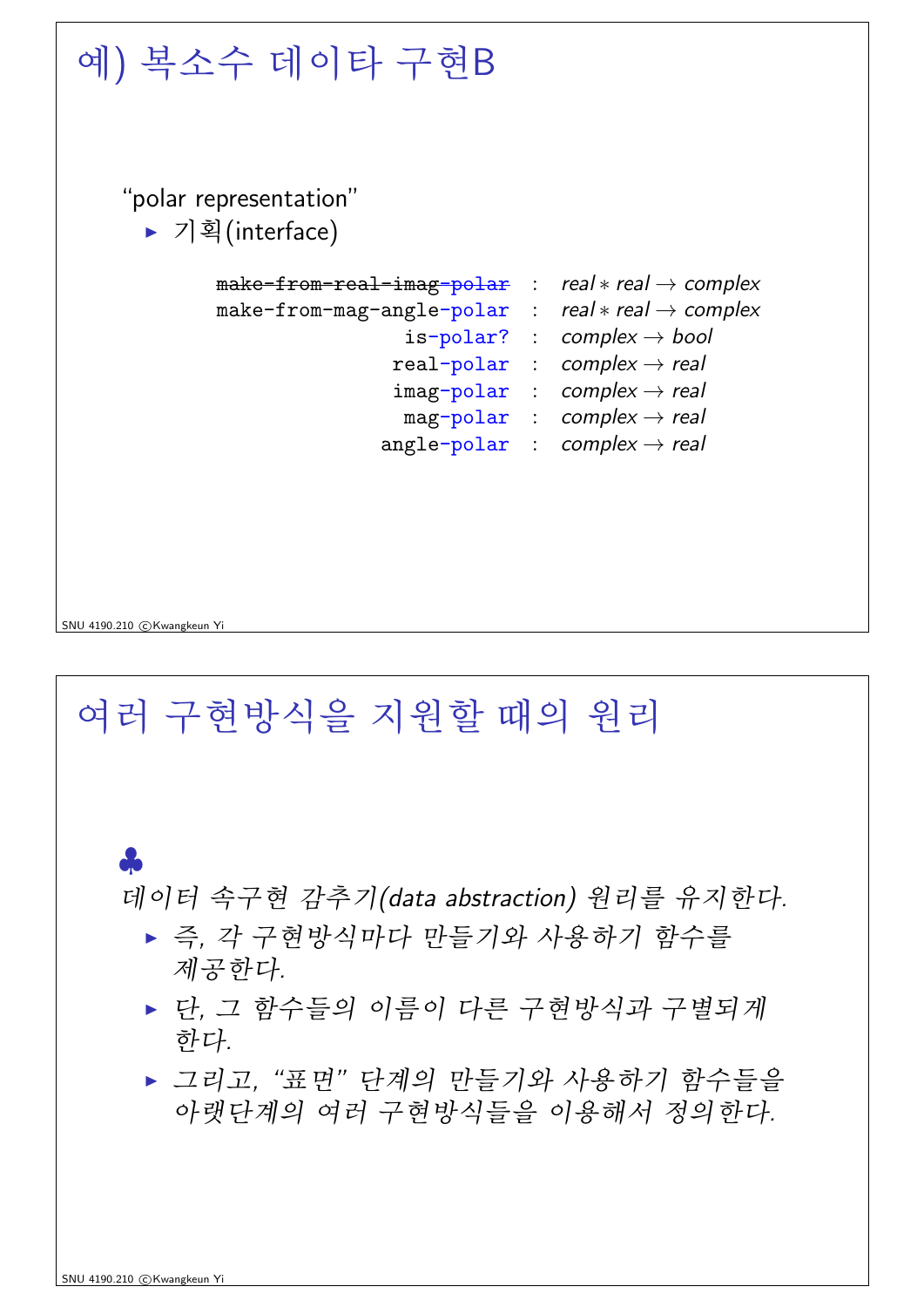# 예) 복소수 데이타 구현B

"polar representation"

- 기획(interface)

```
make-from-real-imag-polar   :  real * real → complex
make-from-mag-angle-polar   :  real * real → complex
               is-polar?    :  complex → bool
              real-polar    :  complex → real
              imag-polar    :  complex → real
               mag-polar    :  complex → real
             angle-polar    :  complex → real
```

(Note: `make-from-real-imag-polar` is struck through in the original.)

# 여러 구현방식을 지원할 때의 원리

♣

*데이터 속구현 감추기(data abstraction) 원리를 유지한다.*

- *즉, 각 구현방식마다 만들기와 사용하기 함수를 제공한다.*
- *단, 그 함수들의 이름이 다른 구현방식과 구별되게 한다.*
- *그리고, "표면" 단계의 만들기와 사용하기 함수들을 아랫단계의 여러 구현방식들을 이용해서 정의한다.*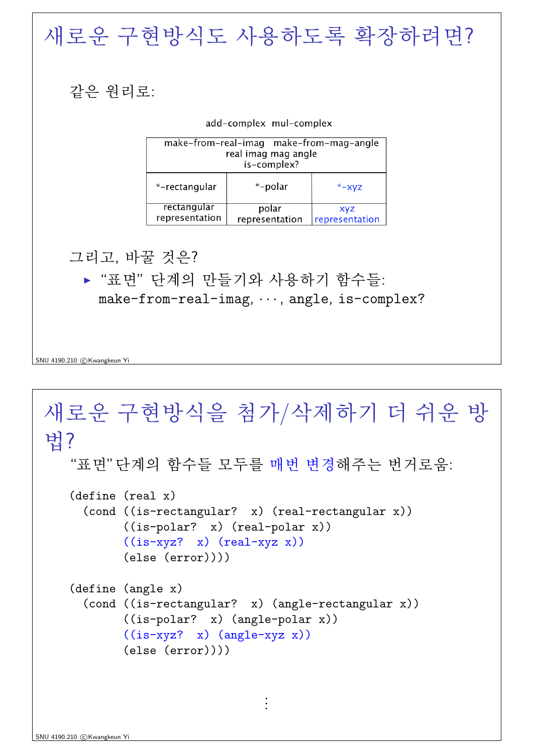# 새로운 구현방식도 사용하도록 확장하려면?

같은 원리로:

add-complex  mul-complex

| make-from-real-imag  make-from-mag-angle<br>real imag mag angle<br>is-complex? | | |
|---|---|---|
| *-rectangular | *-polar | *-xyz |
| rectangular representation | polar representation | xyz representation |

그리고, 바꿀 것은?

- "표면" 단계의 만들기와 사용하기 함수들: make-from-real-imag, ···, angle, is-complex?

# 새로운 구현방식을 첨가/삭제하기 더 쉬운 방법?

"표면"단계의 함수들 모두를 매번 변경해주는 번거로움:

```
(define (real x)
  (cond ((is-rectangular?  x) (real-rectangular x))
        ((is-polar?  x) (real-polar x))
        ((is-xyz?  x) (real-xyz x))
        (else (error))))

(define (angle x)
  (cond ((is-rectangular?  x) (angle-rectangular x))
        ((is-polar?  x) (angle-polar x))
        ((is-xyz?  x) (angle-xyz x))
        (else (error))))
```

⋮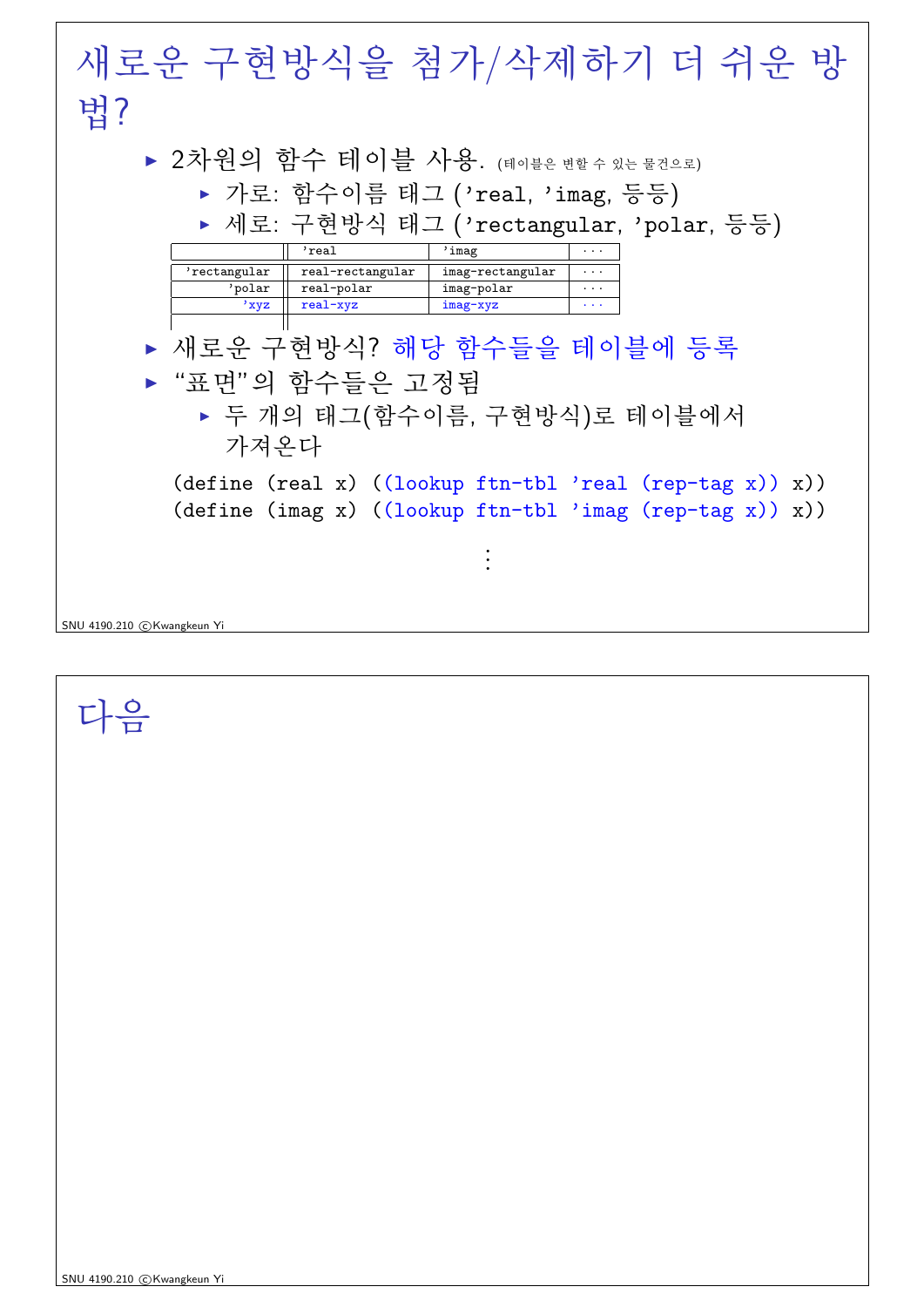# 새로운 구현방식을 첨가/삭제하기 더 쉬운 방법?

- 2차원의 함수 테이블 사용. (테이블은 변할 수 있는 물건으로)
  - 가로: 함수이름 태그 ('real, 'imag, 등등)
  - 세로: 구현방식 태그 ('rectangular, 'polar, 등등)

| | 'real | 'imag | ⋯ |
|---|---|---|---|
| 'rectangular | real-rectangular | imag-rectangular | ⋯ |
| 'polar | real-polar | imag-polar | ⋯ |
| 'xyz | real-xyz | imag-xyz | ⋯ |
| | | | |

- 새로운 구현방식? 해당 함수들을 테이블에 등록
- "표면"의 함수들은 고정됨
  - 두 개의 태그(함수이름, 구현방식)로 테이블에서 가져온다

```
(define (real x) ((lookup ftn-tbl 'real (rep-tag x)) x))
(define (imag x) ((lookup ftn-tbl 'imag (rep-tag x)) x))
```

⋮

# 다음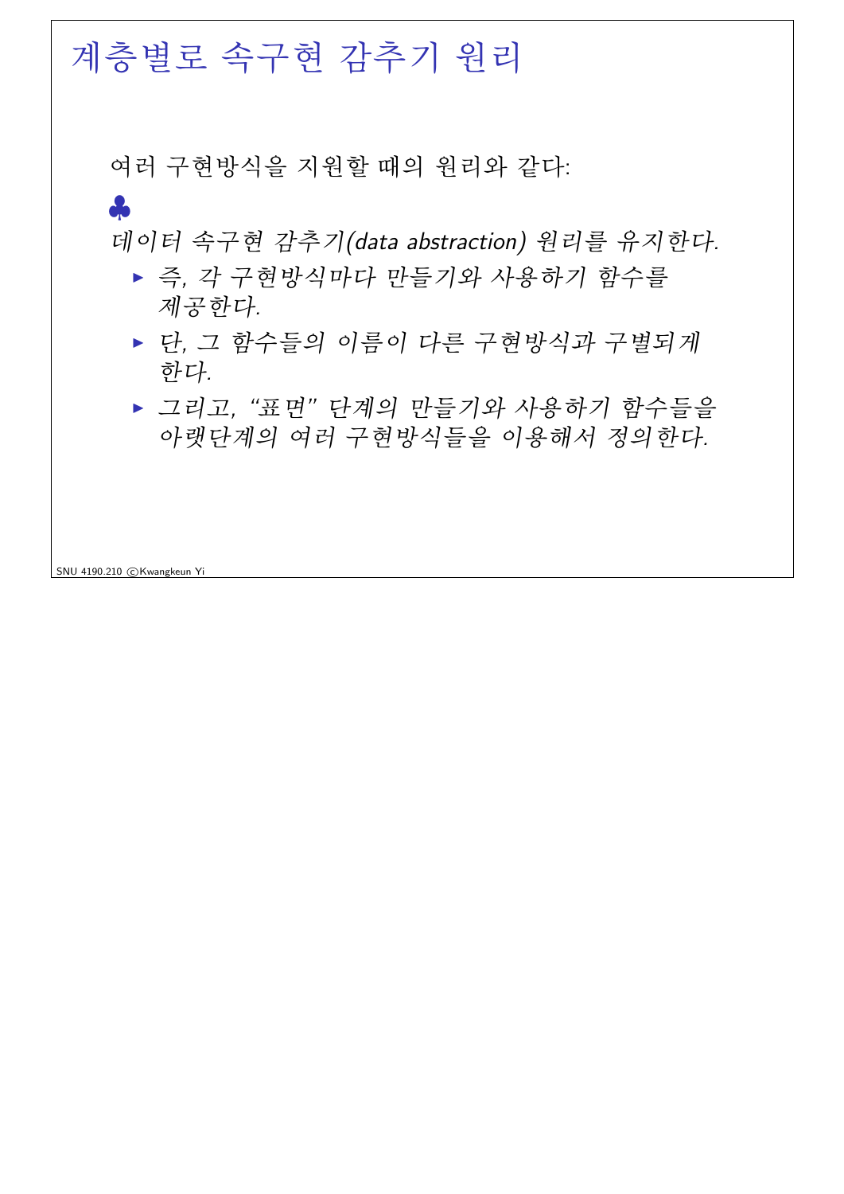# 계층별로 속구현 감추기 원리

여러 구현방식을 지원할 때의 원리와 같다:

♣

*데이터 속구현 감추기(data abstraction) 원리를 유지한다.*

- *즉, 각 구현방식마다 만들기와 사용하기 함수를 제공한다.*
- *단, 그 함수들의 이름이 다른 구현방식과 구별되게 한다.*
- *그리고, "표면" 단계의 만들기와 사용하기 함수들을 아랫단계의 여러 구현방식들을 이용해서 정의한다.*